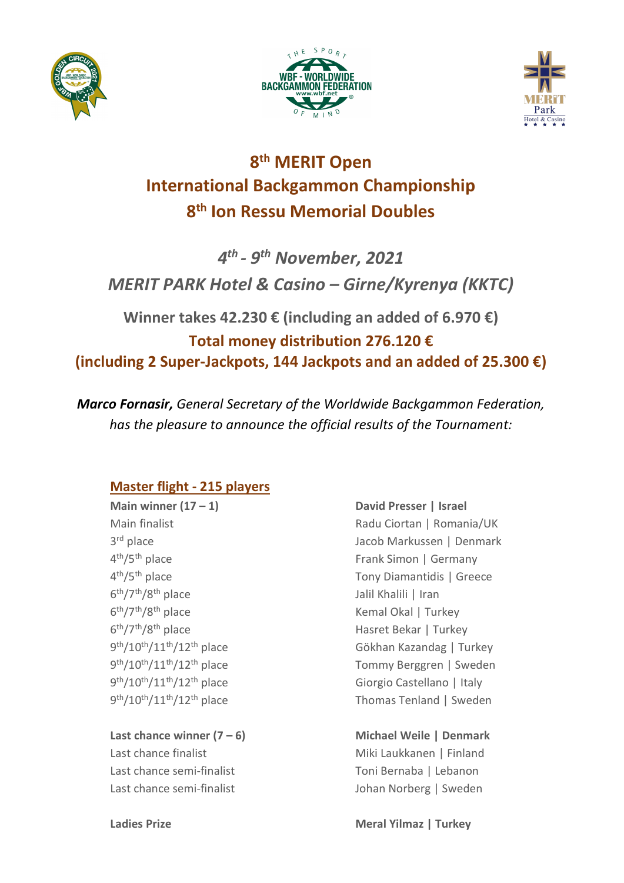# 8th MERIT Open
# International Backgammon Championship
# 8th Ion Ressu Memorial Doubles

### *4th - 9th November, 2021*
### *MERIT PARK Hotel & Casino – Girne/Kyrenya (KKTC)*

**Winner takes 42.230 € (including an added of 6.970 €)**

**Total money distribution 276.120 €**
**(including 2 Super-Jackpots, 144 Jackpots and an added of 25.300 €)**

***Marco Fornasir,*** *General Secretary of the Worldwide Backgammon Federation, has the pleasure to announce the official results of the Tournament:*

## Master flight - 215 players

| | |
|---|---|
| **Main winner (17 – 1)** | **David Presser \| Israel** |
| Main finalist | Radu Ciortan \| Romania/UK |
| 3rd place | Jacob Markussen \| Denmark |
| 4th/5th place | Frank Simon \| Germany |
| 4th/5th place | Tony Diamantidis \| Greece |
| 6th/7th/8th place | Jalil Khalili \| Iran |
| 6th/7th/8th place | Kemal Okal \| Turkey |
| 6th/7th/8th place | Hasret Bekar \| Turkey |
| 9th/10th/11th/12th place | Gökhan Kazandag \| Turkey |
| 9th/10th/11th/12th place | Tommy Berggren \| Sweden |
| 9th/10th/11th/12th place | Giorgio Castellano \| Italy |
| 9th/10th/11th/12th place | Thomas Tenland \| Sweden |
| **Last chance winner (7 – 6)** | **Michael Weile \| Denmark** |
| Last chance finalist | Miki Laukkanen \| Finland |
| Last chance semi-finalist | Toni Bernaba \| Lebanon |
| Last chance semi-finalist | Johan Norberg \| Sweden |
| **Ladies Prize** | **Meral Yilmaz \| Turkey** |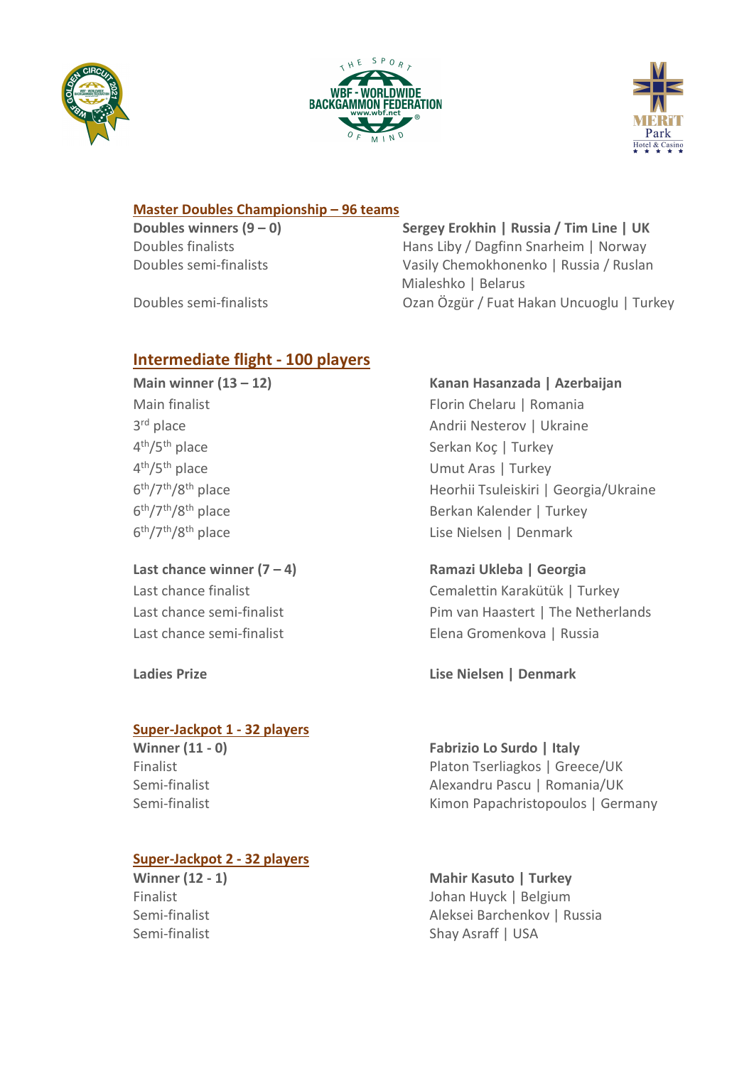## Master Doubles Championship – 96 teams

| | |
|---|---|
| **Doubles winners (9 – 0)** | **Sergey Erokhin \| Russia / Tim Line \| UK** |
| Doubles finalists | Hans Liby / Dagfinn Snarheim \| Norway |
| Doubles semi-finalists | Vasily Chemokhonenko \| Russia / Ruslan Mialeshko \| Belarus |
| Doubles semi-finalists | Ozan Özgür / Fuat Hakan Uncuoglu \| Turkey |

## Intermediate flight - 100 players

| | |
|---|---|
| **Main winner (13 – 12)** | **Kanan Hasanzada \| Azerbaijan** |
| Main finalist | Florin Chelaru \| Romania |
| 3rd place | Andrii Nesterov \| Ukraine |
| 4th/5th place | Serkan Koç \| Turkey |
| 4th/5th place | Umut Aras \| Turkey |
| 6th/7th/8th place | Heorhii Tsuleiskiri \| Georgia/Ukraine |
| 6th/7th/8th place | Berkan Kalender \| Turkey |
| 6th/7th/8th place | Lise Nielsen \| Denmark |

| | |
|---|---|
| **Last chance winner (7 – 4)** | **Ramazi Ukleba \| Georgia** |
| Last chance finalist | Cemalettin Karakütük \| Turkey |
| Last chance semi-finalist | Pim van Haastert \| The Netherlands |
| Last chance semi-finalist | Elena Gromenkova \| Russia |

| | |
|---|---|
| **Ladies Prize** | **Lise Nielsen \| Denmark** |

## Super-Jackpot 1 - 32 players

| | |
|---|---|
| **Winner (11 - 0)** | **Fabrizio Lo Surdo \| Italy** |
| Finalist | Platon Tserliagkos \| Greece/UK |
| Semi-finalist | Alexandru Pascu \| Romania/UK |
| Semi-finalist | Kimon Papachristopoulos \| Germany |

## Super-Jackpot 2 - 32 players

| | |
|---|---|
| **Winner (12 - 1)** | **Mahir Kasuto \| Turkey** |
| Finalist | Johan Huyck \| Belgium |
| Semi-finalist | Aleksei Barchenkov \| Russia |
| Semi-finalist | Shay Asraff \| USA |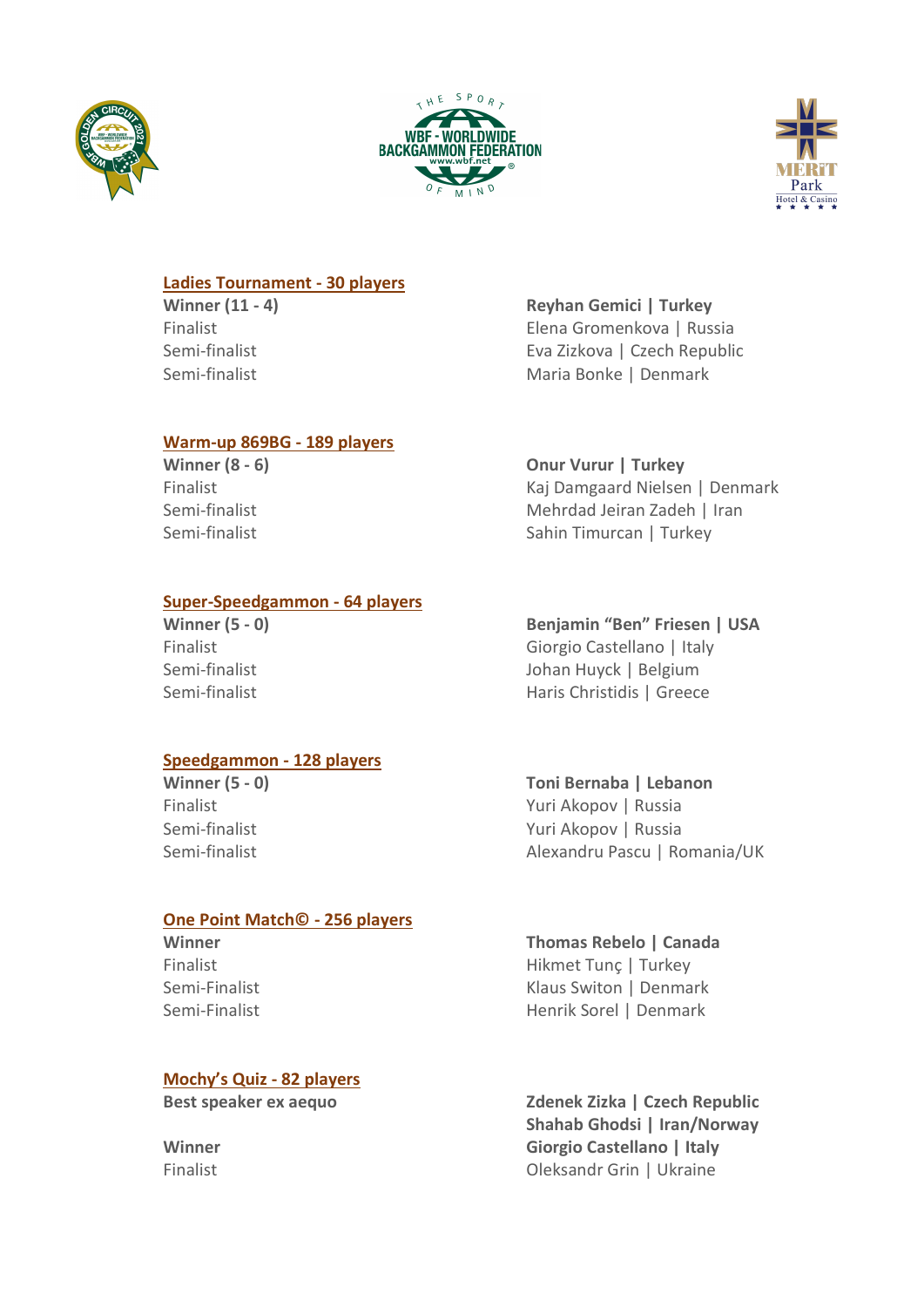## Ladies Tournament - 30 players

| | |
|---|---|
| **Winner (11 - 4)** | **Reyhan Gemici \| Turkey** |
| Finalist | Elena Gromenkova \| Russia |
| Semi-finalist | Eva Zizkova \| Czech Republic |
| Semi-finalist | Maria Bonke \| Denmark |

## Warm-up 869BG - 189 players

| | |
|---|---|
| **Winner (8 - 6)** | **Onur Vurur \| Turkey** |
| Finalist | Kaj Damgaard Nielsen \| Denmark |
| Semi-finalist | Mehrdad Jeiran Zadeh \| Iran |
| Semi-finalist | Sahin Timurcan \| Turkey |

## Super-Speedgammon - 64 players

| | |
|---|---|
| **Winner (5 - 0)** | **Benjamin "Ben" Friesen \| USA** |
| Finalist | Giorgio Castellano \| Italy |
| Semi-finalist | Johan Huyck \| Belgium |
| Semi-finalist | Haris Christidis \| Greece |

## Speedgammon - 128 players

| | |
|---|---|
| **Winner (5 - 0)** | **Toni Bernaba \| Lebanon** |
| Finalist | Yuri Akopov \| Russia |
| Semi-finalist | Yuri Akopov \| Russia |
| Semi-finalist | Alexandru Pascu \| Romania/UK |

## One Point Match© - 256 players

| | |
|---|---|
| **Winner** | **Thomas Rebelo \| Canada** |
| Finalist | Hikmet Tunç \| Turkey |
| Semi-Finalist | Klaus Switon \| Denmark |
| Semi-Finalist | Henrik Sorel \| Denmark |

## Mochy's Quiz - 82 players

| | |
|---|---|
| **Best speaker ex aequo** | **Zdenek Zizka \| Czech Republic** |
| | **Shahab Ghodsi \| Iran/Norway** |
| **Winner** | **Giorgio Castellano \| Italy** |
| Finalist | Oleksandr Grin \| Ukraine |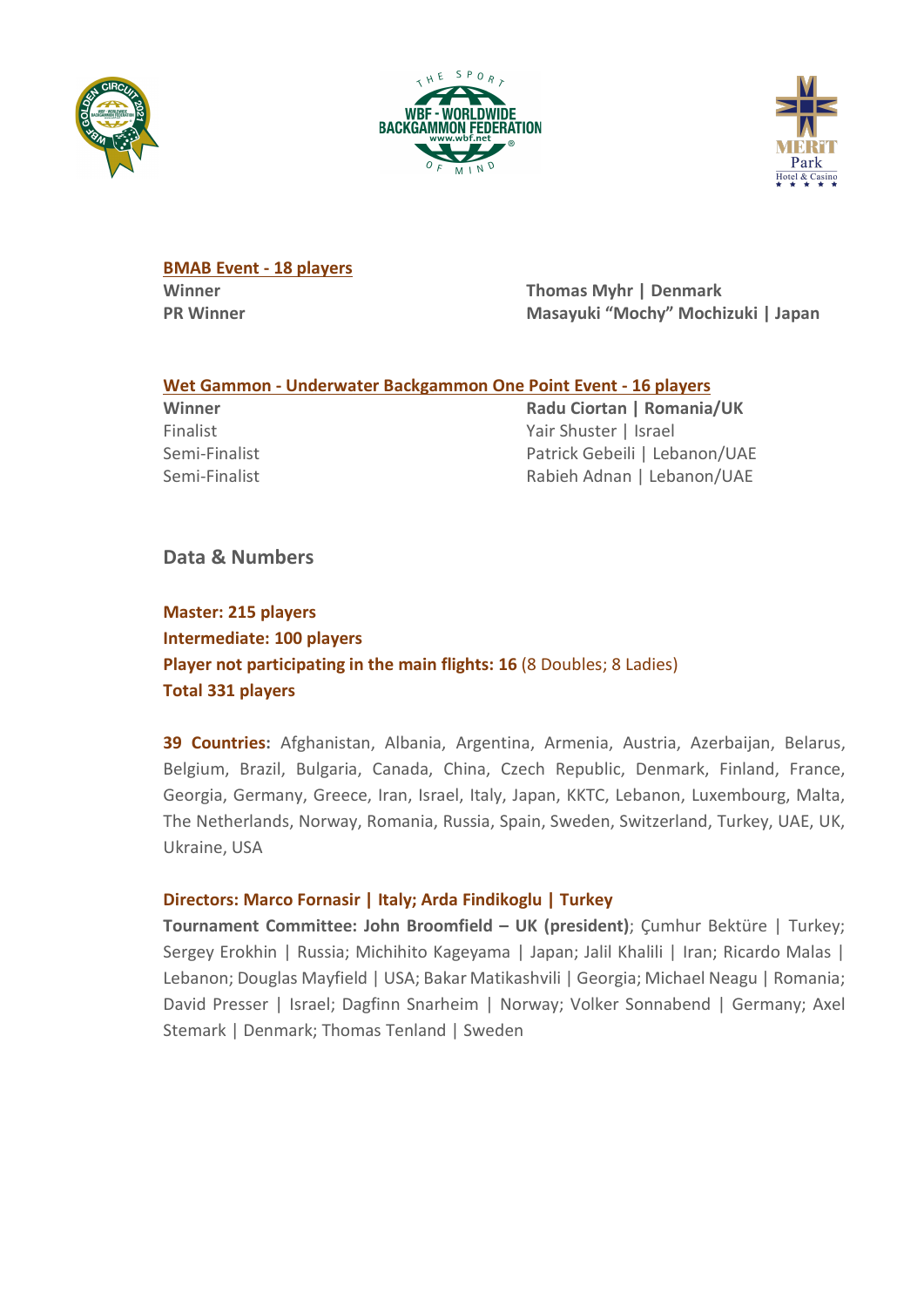**BMAB Event - 18 players**

| | |
|---|---|
| **Winner** | **Thomas Myhr \| Denmark** |
| **PR Winner** | **Masayuki "Mochy" Mochizuki \| Japan** |

**Wet Gammon - Underwater Backgammon One Point Event - 16 players**

| | |
|---|---|
| **Winner** | **Radu Ciortan \| Romania/UK** |
| Finalist | Yair Shuster \| Israel |
| Semi-Finalist | Patrick Gebeili \| Lebanon/UAE |
| Semi-Finalist | Rabieh Adnan \| Lebanon/UAE |

## Data & Numbers

**Master: 215 players**
**Intermediate: 100 players**
**Player not participating in the main flights: 16** (8 Doubles; 8 Ladies)
**Total 331 players**

**39 Countries:** Afghanistan, Albania, Argentina, Armenia, Austria, Azerbaijan, Belarus, Belgium, Brazil, Bulgaria, Canada, China, Czech Republic, Denmark, Finland, France, Georgia, Germany, Greece, Iran, Israel, Italy, Japan, KKTC, Lebanon, Luxembourg, Malta, The Netherlands, Norway, Romania, Russia, Spain, Sweden, Switzerland, Turkey, UAE, UK, Ukraine, USA

**Directors: Marco Fornasir | Italy; Arda Findikoglu | Turkey**

**Tournament Committee: John Broomfield – UK (president)**; Çumhur Bektüre | Turkey; Sergey Erokhin | Russia; Michihito Kageyama | Japan; Jalil Khalili | Iran; Ricardo Malas | Lebanon; Douglas Mayfield | USA; Bakar Matikashvili | Georgia; Michael Neagu | Romania; David Presser | Israel; Dagfinn Snarheim | Norway; Volker Sonnabend | Germany; Axel Stemark | Denmark; Thomas Tenland | Sweden